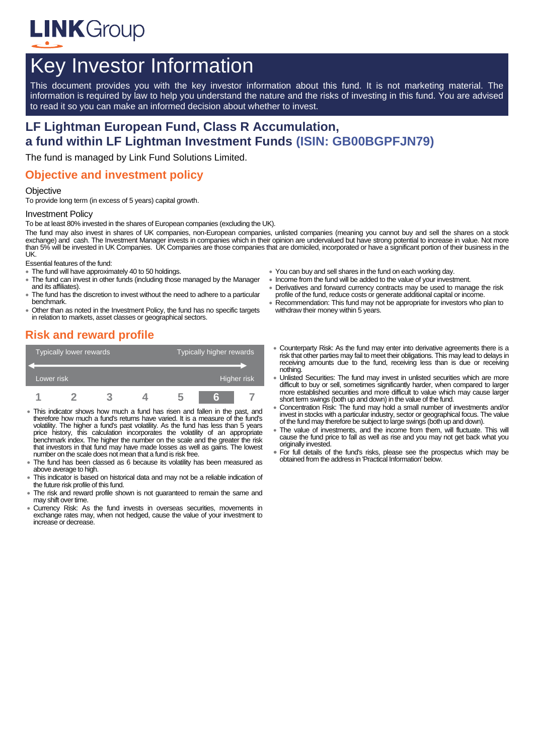LINKGroup

# Key Investor Information

This document provides you with the key investor information about this fund. It is not marketing material. The information is required by law to help you understand the nature and the risks of investing in this fund. You are advised to read it so you can make an informed decision about whether to invest.

## LF Lightman European Fund, Class R Accumulation, a fund within LF Lightman Investment Funds (ISIN: GB00BGPFJN79)

The fund is managed by Link Fund Solutions Limited.

## Objective and investment policy

### Objective

To provide long term (in excess of 5 years) capital growth.

### Investment Policy

To be at least 80% invested in the shares of European companies (excluding the UK).

The fund may also invest in shares of UK companies, non-European companies, unlisted companies (meaning you cannot buy and sell the shares on a stock exchange) and cash. The Investment Manager invests in companies which in their opinion are undervalued but have strong potential to increase in value. Not more than 5% will be invested in UK Companies. UK Companies are those companies that are domiciled, incorporated or have a significant portion of their business in the UK.

Essential features of the fund:

- The fund will have approximately 40 to 50 holdings.
- The fund can invest in other funds (including those managed by the Manager and its affiliates).
- The fund has the discretion to invest without the need to adhere to a particular benchmark.
- Other than as noted in the Investment Policy, the fund has no specific targets in relation to markets, asset classes or geographical sectors.
- You can buy and sell shares in the fund on each working day.
- Income from the fund will be added to the value of your investment.
- Derivatives and forward currency contracts may be used to manage the risk profile of the fund, reduce costs or generate additional capital or income.
- Recommendation: This fund may not be appropriate for investors who plan to withdraw their money within 5 years.

## Risk and reward profile

| Typically lower rewards | | | | | | Typically higher rewards |
|---|---|---|---|---|---|---|
| Lower risk | | | | | | Higher risk |
| 1 | 2 | 3 | 4 | 5 | **6** | 7 |

- This indicator shows how much a fund has risen and fallen in the past, and therefore how much a fund's returns have varied. It is a measure of the fund's volatility. The higher a fund's past volatility. As the fund has less than 5 years price history, this calculation incorporates the volatility of an appropriate benchmark index. The higher the number on the scale and the greater the risk that investors in that fund may have made losses as well as gains. The lowest number on the scale does not mean that a fund is risk free.
- The fund has been classed as 6 because its volatility has been measured as above average to high.
- This indicator is based on historical data and may not be a reliable indication of the future risk profile of this fund.
- The risk and reward profile shown is not guaranteed to remain the same and may shift over time.
- Currency Risk: As the fund invests in overseas securities, movements in exchange rates may, when not hedged, cause the value of your investment to increase or decrease.
- Counterparty Risk: As the fund may enter into derivative agreements there is a risk that other parties may fail to meet their obligations. This may lead to delays in receiving amounts due to the fund, receiving less than is due or receiving nothing.
- Unlisted Securities: The fund may invest in unlisted securities which are more difficult to buy or sell, sometimes significantly harder, when compared to larger more established securities and more difficult to value which may cause larger short term swings (both up and down) in the value of the fund.
- Concentration Risk: The fund may hold a small number of investments and/or invest in stocks with a particular industry, sector or geographical focus. The value of the fund may therefore be subject to large swings (both up and down).
- The value of investments, and the income from them, will fluctuate. This will cause the fund price to fall as well as rise and you may not get back what you originally invested.
- For full details of the fund's risks, please see the prospectus which may be obtained from the address in 'Practical Information' below.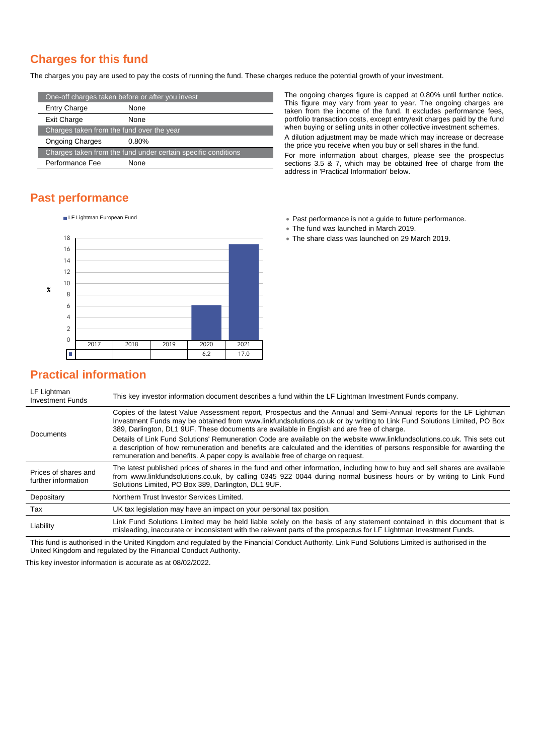## Charges for this fund

The charges you pay are used to pay the costs of running the fund. These charges reduce the potential growth of your investment.

| | |
|---|---|
| **One-off charges taken before or after you invest** | |
| Entry Charge | None |
| Exit Charge | None |
| **Charges taken from the fund over the year** | |
| Ongoing Charges | 0.80% |
| **Charges taken from the fund under certain specific conditions** | |
| Performance Fee | None |

The ongoing charges figure is capped at 0.80% until further notice. This figure may vary from year to year. The ongoing charges are taken from the income of the fund. It excludes performance fees, portfolio transaction costs, except entry/exit charges paid by the fund when buying or selling units in other collective investment schemes.

A dilution adjustment may be made which may increase or decrease the price you receive when you buy or sell shares in the fund.

For more information about charges, please see the prospectus sections 3.5 & 7, which may be obtained free of charge from the address in 'Practical Information' below.

## Past performance

LF Lightman European Fund

%

18
16
14
12
10
8
6
4
2
0

2017 2018 2019 2020 2021

6.2 17.0

- Past performance is not a guide to future performance.
- The fund was launched in March 2019.
- The share class was launched on 29 March 2019.

## Practical information

| | |
|---|---|
| LF Lightman Investment Funds | This key investor information document describes a fund within the LF Lightman Investment Funds company. |
| Documents | Copies of the latest Value Assessment report, Prospectus and the Annual and Semi-Annual reports for the LF Lightman Investment Funds may be obtained from www.linkfundsolutions.co.uk or by writing to Link Fund Solutions Limited, PO Box 389, Darlington, DL1 9UF. These documents are available in English and are free of charge. Details of Link Fund Solutions' Remuneration Code are available on the website www.linkfundsolutions.co.uk. This sets out a description of how remuneration and benefits are calculated and the identities of persons responsible for awarding the remuneration and benefits. A paper copy is available free of charge on request. |
| Prices of shares and further information | The latest published prices of shares in the fund and other information, including how to buy and sell shares are available from www.linkfundsolutions.co.uk, by calling 0345 922 0044 during normal business hours or by writing to Link Fund Solutions Limited, PO Box 389, Darlington, DL1 9UF. |
| Depositary | Northern Trust Investor Services Limited. |
| Tax | UK tax legislation may have an impact on your personal tax position. |
| Liability | Link Fund Solutions Limited may be held liable solely on the basis of any statement contained in this document that is misleading, inaccurate or inconsistent with the relevant parts of the prospectus for LF Lightman Investment Funds. |

This fund is authorised in the United Kingdom and regulated by the Financial Conduct Authority. Link Fund Solutions Limited is authorised in the United Kingdom and regulated by the Financial Conduct Authority.

This key investor information is accurate as at 08/02/2022.